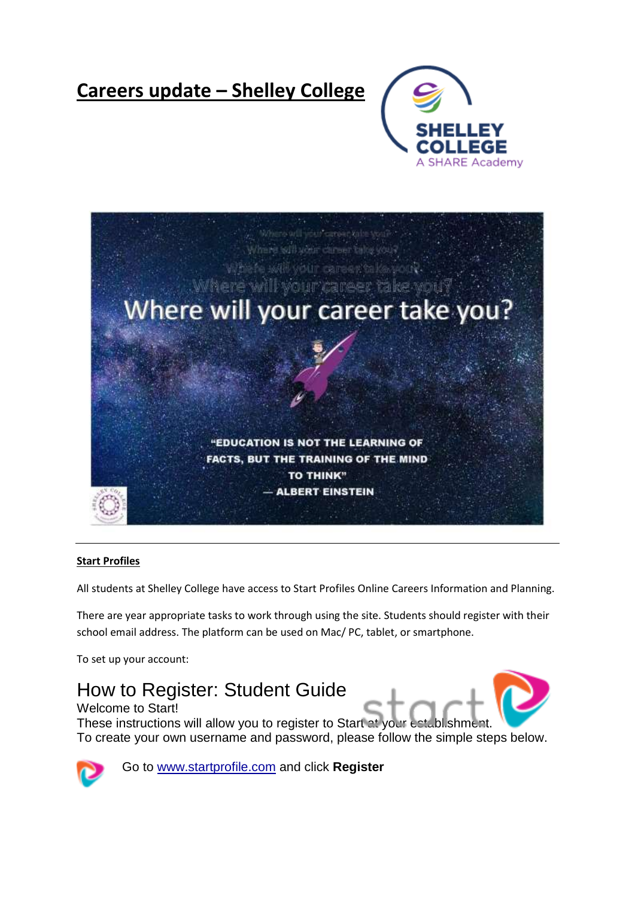# Careers update – Shelley College

---

**Start Profiles**

All students at Shelley College have access to Start Profiles Online Careers Information and Planning.

There are year appropriate tasks to work through using the site. Students should register with their school email address. The platform can be used on Mac/ PC, tablet, or smartphone.

To set up your account:

## How to Register: Student Guide

Welcome to Start!

These instructions will allow you to register to Start at your establishment.

To create your own username and password, please follow the simple steps below.

Go to www.startprofile.com and click **Register**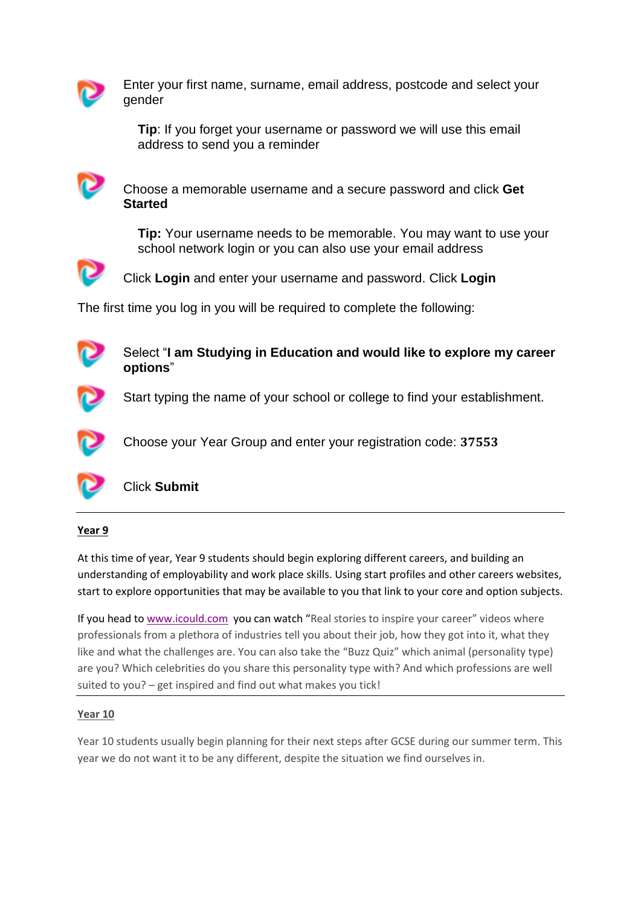- Enter your first name, surname, email address, postcode and select your gender

  **Tip**: If you forget your username or password we will use this email address to send you a reminder

- Choose a memorable username and a secure password and click **Get Started**

  **Tip:** Your username needs to be memorable. You may want to use your school network login or you can also use your email address

- Click **Login** and enter your username and password. Click **Login**

The first time you log in you will be required to complete the following:

- Select "**I am Studying in Education and would like to explore my career options**"
- Start typing the name of your school or college to find your establishment.
- Choose your Year Group and enter your registration code: **37553**
- Click **Submit**

---

**Year 9**

At this time of year, Year 9 students should begin exploring different careers, and building an understanding of employability and work place skills. Using start profiles and other careers websites, start to explore opportunities that may be available to you that link to your core and option subjects.

If you head to www.icould.com you can watch "Real stories to inspire your career" videos where professionals from a plethora of industries tell you about their job, how they got into it, what they like and what the challenges are. You can also take the "Buzz Quiz" which animal (personality type) are you? Which celebrities do you share this personality type with? And which professions are well suited to you? – get inspired and find out what makes you tick!

---

**Year 10**

Year 10 students usually begin planning for their next steps after GCSE during our summer term. This year we do not want it to be any different, despite the situation we find ourselves in.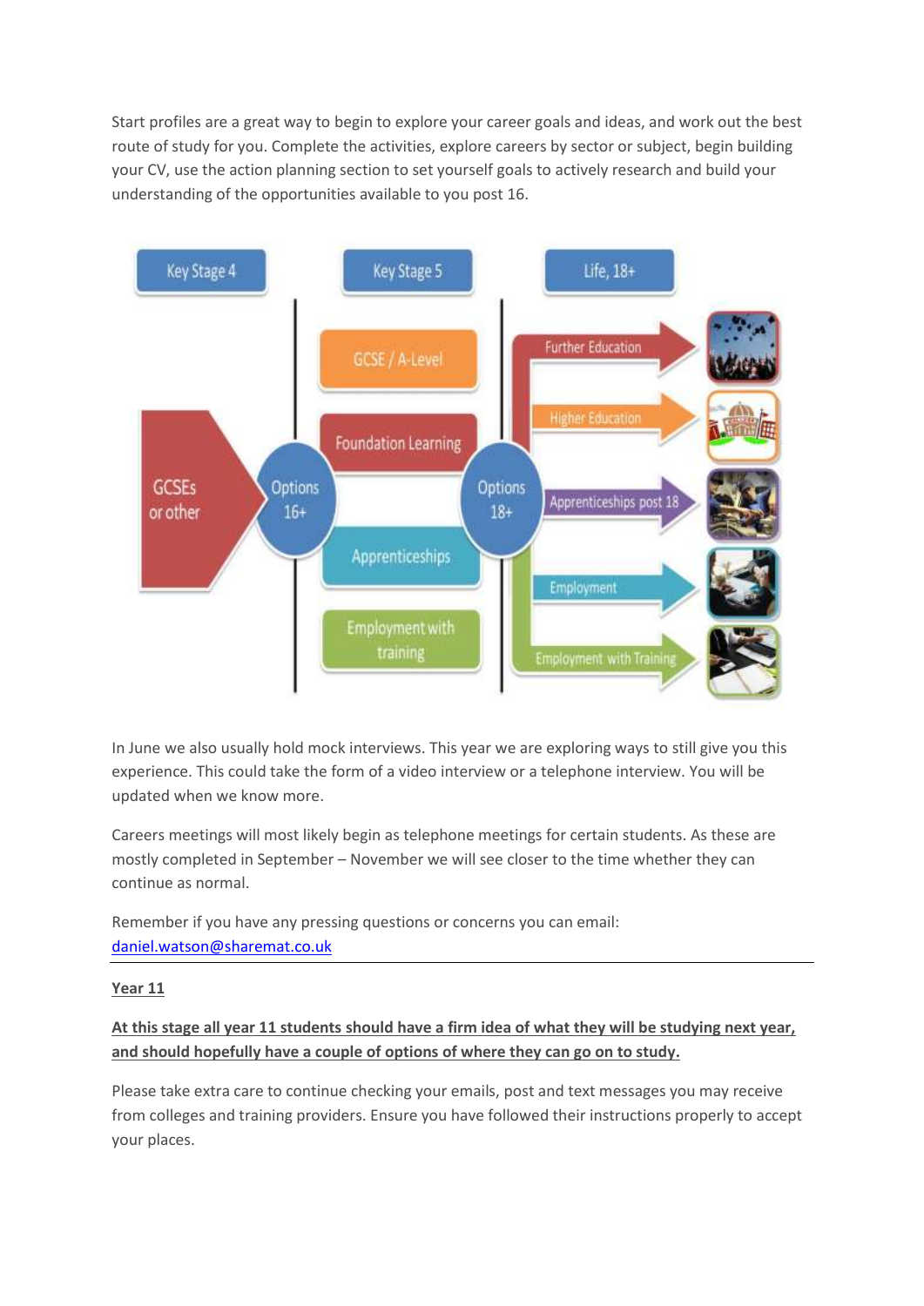Start profiles are a great way to begin to explore your career goals and ideas, and work out the best route of study for you. Complete the activities, explore careers by sector or subject, begin building your CV, use the action planning section to set yourself goals to actively research and build your understanding of the opportunities available to you post 16.

Key Stage 4 | Key Stage 5 | Life, 18+

GCSEs or other → Options 16+ → GCSE / A-Level, Foundation Learning, Apprenticeships, Employment with training → Options 18+ → Further Education, Higher Education, Apprenticeships post 18, Employment, Employment with Training

In June we also usually hold mock interviews. This year we are exploring ways to still give you this experience. This could take the form of a video interview or a telephone interview. You will be updated when we know more.

Careers meetings will most likely begin as telephone meetings for certain students. As these are mostly completed in September – November we will see closer to the time whether they can continue as normal.

Remember if you have any pressing questions or concerns you can email: daniel.watson@sharemat.co.uk

---

## Year 11

**At this stage all year 11 students should have a firm idea of what they will be studying next year, and should hopefully have a couple of options of where they can go on to study.**

Please take extra care to continue checking your emails, post and text messages you may receive from colleges and training providers. Ensure you have followed their instructions properly to accept your places.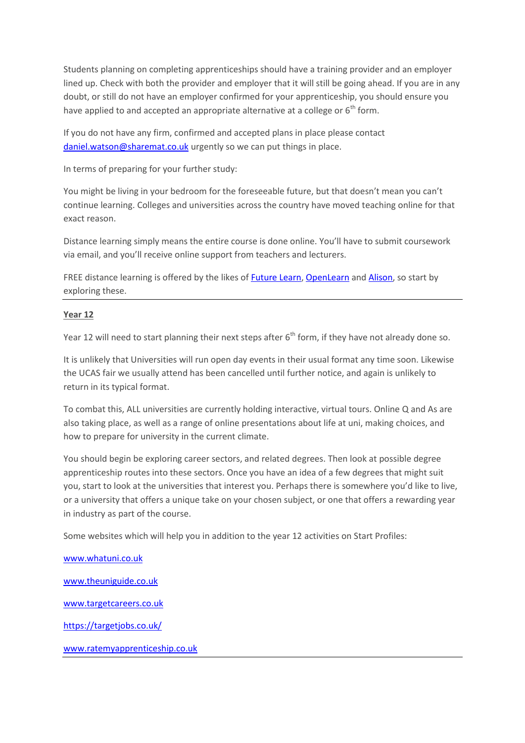Students planning on completing apprenticeships should have a training provider and an employer lined up. Check with both the provider and employer that it will still be going ahead. If you are in any doubt, or still do not have an employer confirmed for your apprenticeship, you should ensure you have applied to and accepted an appropriate alternative at a college or 6th form.

If you do not have any firm, confirmed and accepted plans in place please contact daniel.watson@sharemat.co.uk urgently so we can put things in place.

In terms of preparing for your further study:

You might be living in your bedroom for the foreseeable future, but that doesn't mean you can't continue learning. Colleges and universities across the country have moved teaching online for that exact reason.

Distance learning simply means the entire course is done online. You'll have to submit coursework via email, and you'll receive online support from teachers and lecturers.

FREE distance learning is offered by the likes of Future Learn, OpenLearn and Alison, so start by exploring these.

---

**Year 12**

Year 12 will need to start planning their next steps after 6th form, if they have not already done so.

It is unlikely that Universities will run open day events in their usual format any time soon. Likewise the UCAS fair we usually attend has been cancelled until further notice, and again is unlikely to return in its typical format.

To combat this, ALL universities are currently holding interactive, virtual tours. Online Q and As are also taking place, as well as a range of online presentations about life at uni, making choices, and how to prepare for university in the current climate.

You should begin be exploring career sectors, and related degrees. Then look at possible degree apprenticeship routes into these sectors. Once you have an idea of a few degrees that might suit you, start to look at the universities that interest you. Perhaps there is somewhere you'd like to live, or a university that offers a unique take on your chosen subject, or one that offers a rewarding year in industry as part of the course.

Some websites which will help you in addition to the year 12 activities on Start Profiles:

www.whatuni.co.uk

www.theuniguide.co.uk

www.targetcareers.co.uk

https://targetjobs.co.uk/

www.ratemyapprenticeship.co.uk

---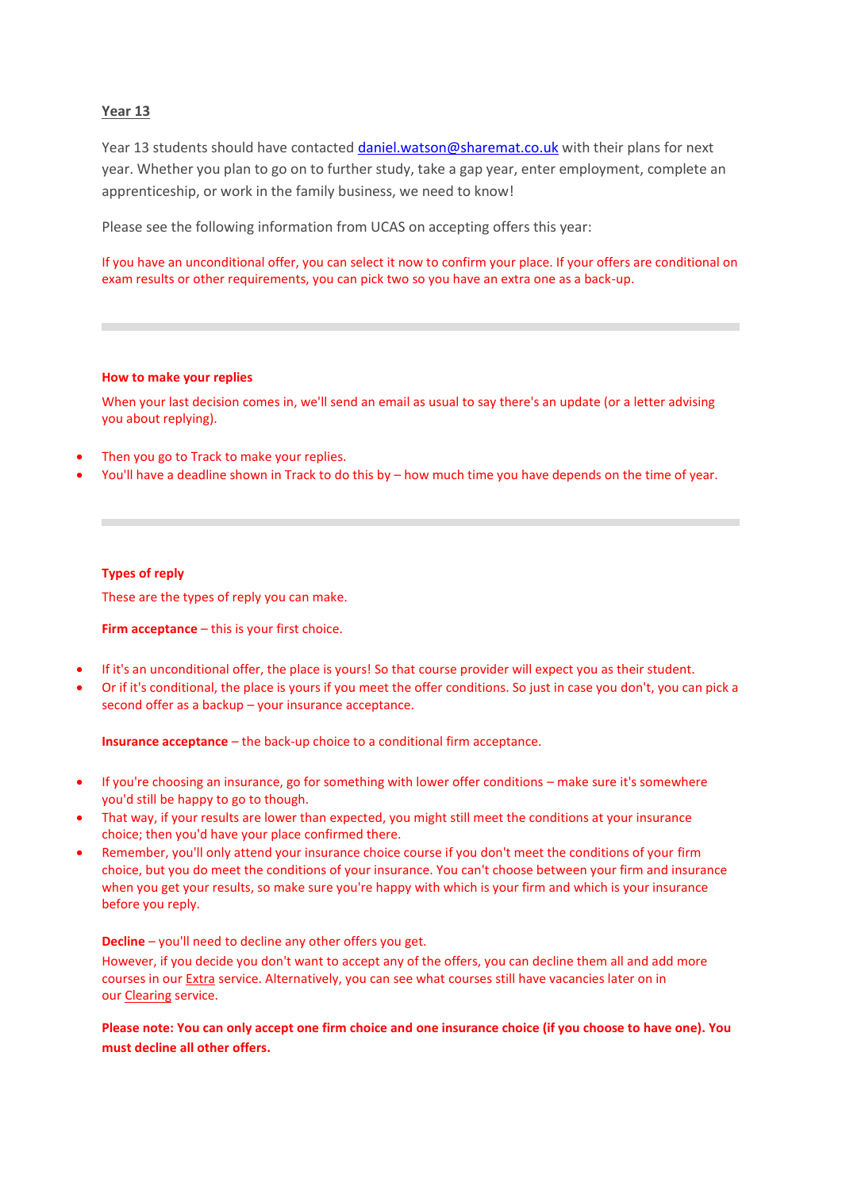## Year 13

Year 13 students should have contacted daniel.watson@sharemat.co.uk with their plans for next year. Whether you plan to go on to further study, take a gap year, enter employment, complete an apprenticeship, or work in the family business, we need to know!

Please see the following information from UCAS on accepting offers this year:

If you have an unconditional offer, you can select it now to confirm your place. If your offers are conditional on exam results or other requirements, you can pick two so you have an extra one as a back-up.

---

**How to make your replies**

When your last decision comes in, we'll send an email as usual to say there's an update (or a letter advising you about replying).

- Then you go to Track to make your replies.
- You'll have a deadline shown in Track to do this by – how much time you have depends on the time of year.

---

**Types of reply**

These are the types of reply you can make.

**Firm acceptance** – this is your first choice.

- If it's an unconditional offer, the place is yours! So that course provider will expect you as their student.
- Or if it's conditional, the place is yours if you meet the offer conditions. So just in case you don't, you can pick a second offer as a backup – your insurance acceptance.

**Insurance acceptance** – the back-up choice to a conditional firm acceptance.

- If you're choosing an insurance, go for something with lower offer conditions – make sure it's somewhere you'd still be happy to go to though.
- That way, if your results are lower than expected, you might still meet the conditions at your insurance choice; then you'd have your place confirmed there.
- Remember, you'll only attend your insurance choice course if you don't meet the conditions of your firm choice, but you do meet the conditions of your insurance. You can't choose between your firm and insurance when you get your results, so make sure you're happy with which is your firm and which is your insurance before you reply.

**Decline** – you'll need to decline any other offers you get.

However, if you decide you don't want to accept any of the offers, you can decline them all and add more courses in our Extra service. Alternatively, you can see what courses still have vacancies later on in our Clearing service.

**Please note: You can only accept one firm choice and one insurance choice (if you choose to have one). You must decline all other offers.**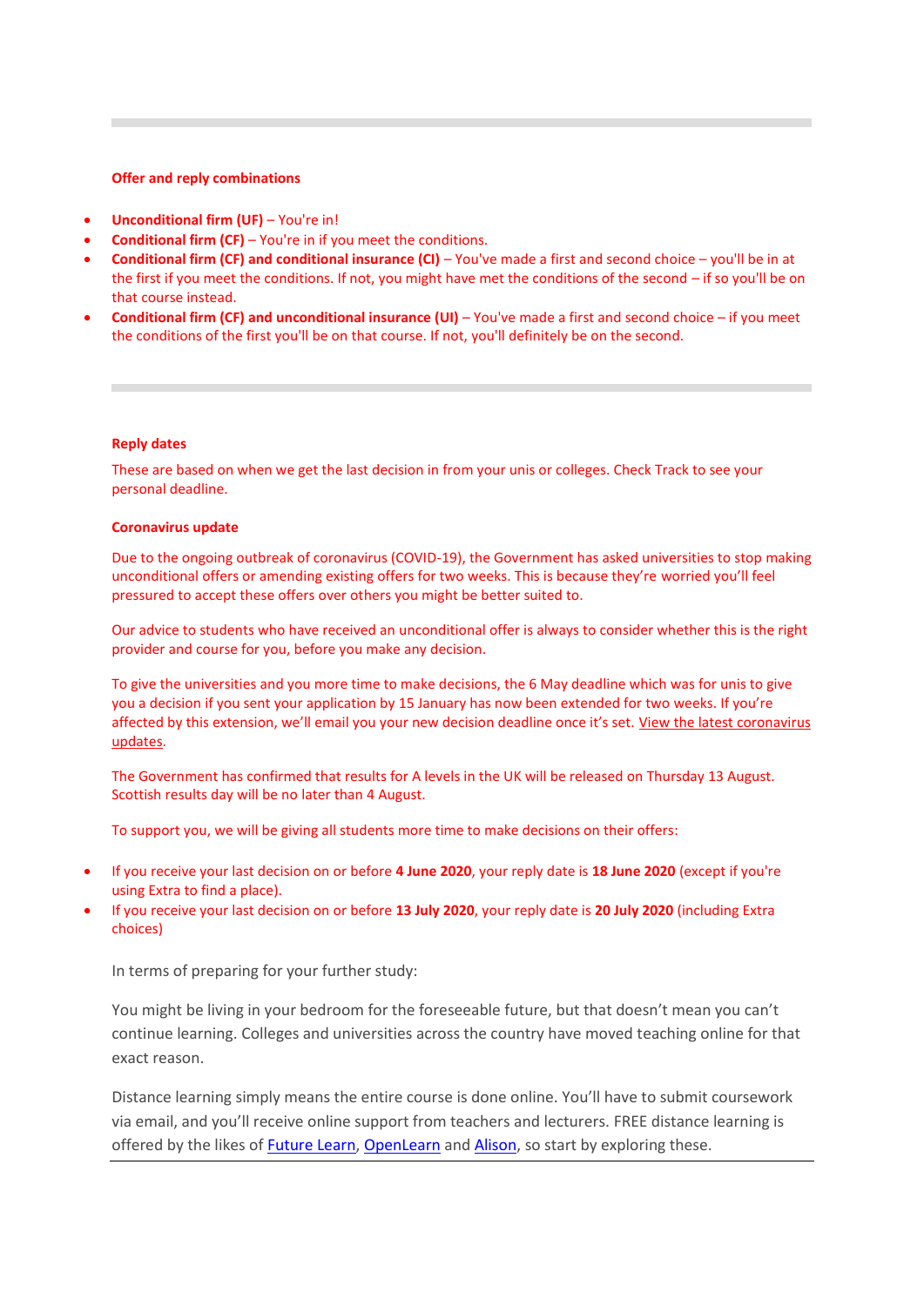---

**Offer and reply combinations**

- **Unconditional firm (UF)** – You're in!
- **Conditional firm (CF)** – You're in if you meet the conditions.
- **Conditional firm (CF) and conditional insurance (CI)** – You've made a first and second choice – you'll be in at the first if you meet the conditions. If not, you might have met the conditions of the second – if so you'll be on that course instead.
- **Conditional firm (CF) and unconditional insurance (UI)** – You've made a first and second choice – if you meet the conditions of the first you'll be on that course. If not, you'll definitely be on the second.

---

**Reply dates**

These are based on when we get the last decision in from your unis or colleges. Check Track to see your personal deadline.

**Coronavirus update**

Due to the ongoing outbreak of coronavirus (COVID-19), the Government has asked universities to stop making unconditional offers or amending existing offers for two weeks. This is because they're worried you'll feel pressured to accept these offers over others you might be better suited to.

Our advice to students who have received an unconditional offer is always to consider whether this is the right provider and course for you, before you make any decision.

To give the universities and you more time to make decisions, the 6 May deadline which was for unis to give you a decision if you sent your application by 15 January has now been extended for two weeks. If you're affected by this extension, we'll email you your new decision deadline once it's set. [View the latest coronavirus updates]().

The Government has confirmed that results for A levels in the UK will be released on Thursday 13 August. Scottish results day will be no later than 4 August.

To support you, we will be giving all students more time to make decisions on their offers:

- If you receive your last decision on or before **4 June 2020**, your reply date is **18 June 2020** (except if you're using Extra to find a place).
- If you receive your last decision on or before **13 July 2020**, your reply date is **20 July 2020** (including Extra choices)

In terms of preparing for your further study:

You might be living in your bedroom for the foreseeable future, but that doesn't mean you can't continue learning. Colleges and universities across the country have moved teaching online for that exact reason.

Distance learning simply means the entire course is done online. You'll have to submit coursework via email, and you'll receive online support from teachers and lecturers. FREE distance learning is offered by the likes of [Future Learn](), [OpenLearn]() and [Alison](), so start by exploring these.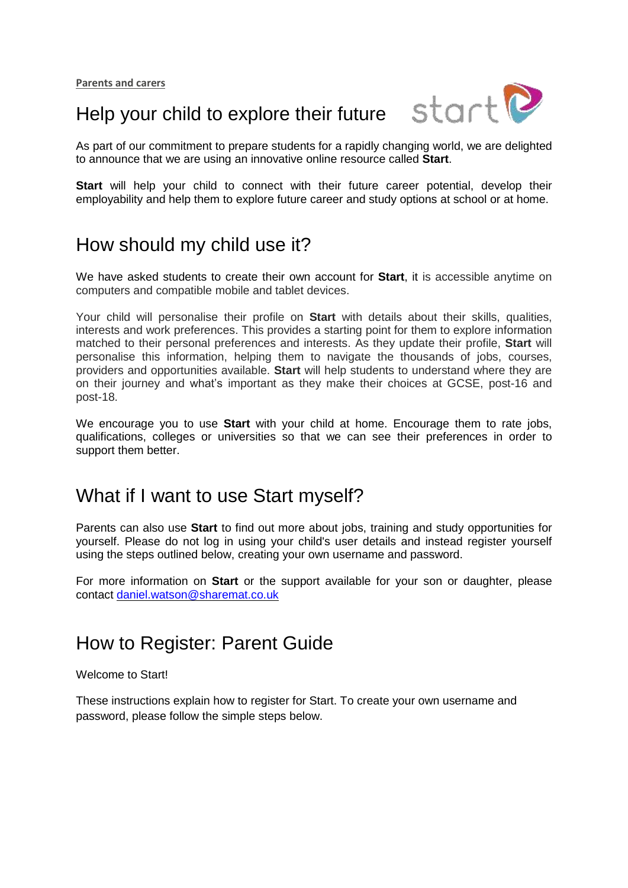**Parents and carers**

# Help your child to explore their future

As part of our commitment to prepare students for a rapidly changing world, we are delighted to announce that we are using an innovative online resource called **Start**.

**Start** will help your child to connect with their future career potential, develop their employability and help them to explore future career and study options at school or at home.

## How should my child use it?

We have asked students to create their own account for **Start**, it is accessible anytime on computers and compatible mobile and tablet devices.

Your child will personalise their profile on **Start** with details about their skills, qualities, interests and work preferences. This provides a starting point for them to explore information matched to their personal preferences and interests. As they update their profile, **Start** will personalise this information, helping them to navigate the thousands of jobs, courses, providers and opportunities available. **Start** will help students to understand where they are on their journey and what's important as they make their choices at GCSE, post-16 and post-18.

We encourage you to use **Start** with your child at home. Encourage them to rate jobs, qualifications, colleges or universities so that we can see their preferences in order to support them better.

## What if I want to use Start myself?

Parents can also use **Start** to find out more about jobs, training and study opportunities for yourself. Please do not log in using your child's user details and instead register yourself using the steps outlined below, creating your own username and password.

For more information on **Start** or the support available for your son or daughter, please contact [daniel.watson@sharemat.co.uk](mailto:daniel.watson@sharemat.co.uk)

## How to Register: Parent Guide

Welcome to Start!

These instructions explain how to register for Start. To create your own username and password, please follow the simple steps below.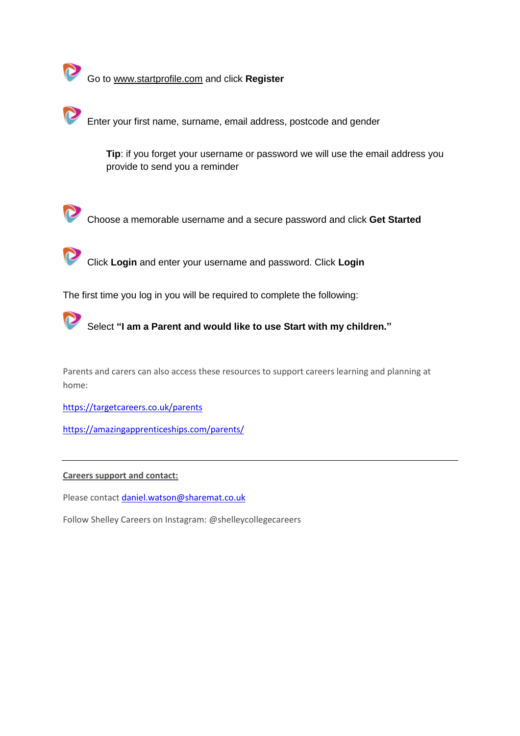- Go to www.startprofile.com and click **Register**

- Enter your first name, surname, email address, postcode and gender

  **Tip**: if you forget your username or password we will use the email address you provide to send you a reminder

- Choose a memorable username and a secure password and click **Get Started**

- Click **Login** and enter your username and password. Click **Login**

The first time you log in you will be required to complete the following:

- Select **"I am a Parent and would like to use Start with my children."**

Parents and carers can also access these resources to support careers learning and planning at home:

https://targetcareers.co.uk/parents

https://amazingapprenticeships.com/parents/

---

**Careers support and contact:**

Please contact daniel.watson@sharemat.co.uk

Follow Shelley Careers on Instagram: @shelleycollegecareers